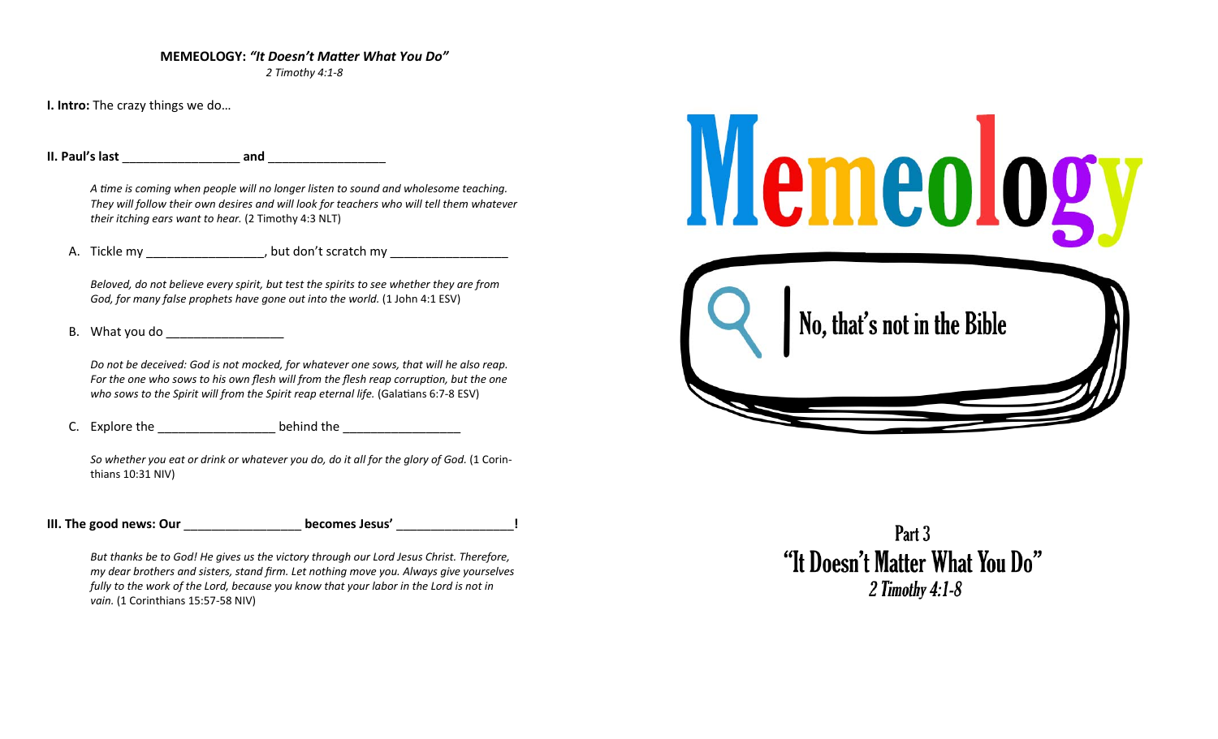**MEMEOLOGY:** ***"It Doesn't Matter What You Do"***
*2 Timothy 4:1-8*

**I. Intro:** The crazy things we do…

**II. Paul's last _________________ and _________________**

> *A time is coming when people will no longer listen to sound and wholesome teaching. They will follow their own desires and will look for teachers who will tell them whatever their itching ears want to hear.* (2 Timothy 4:3 NLT)

A. Tickle my _________________, but don't scratch my _________________

> *Beloved, do not believe every spirit, but test the spirits to see whether they are from God, for many false prophets have gone out into the world.* (1 John 4:1 ESV)

B. What you do _________________

> *Do not be deceived: God is not mocked, for whatever one sows, that will he also reap. For the one who sows to his own flesh will from the flesh reap corruption, but the one who sows to the Spirit will from the Spirit reap eternal life.* (Galatians 6:7-8 ESV)

C. Explore the _________________ behind the _________________

> *So whether you eat or drink or whatever you do, do it all for the glory of God.* (1 Corinthians 10:31 NIV)

**III. The good news: Our _________________ becomes Jesus' _________________!**

> *But thanks be to God! He gives us the victory through our Lord Jesus Christ. Therefore, my dear brothers and sisters, stand firm. Let nothing move you. Always give yourselves fully to the work of the Lord, because you know that your labor in the Lord is not in vain.* (1 Corinthians 15:57-58 NIV)

# Memeology

No, that's not in the Bible

Part 3

"It Doesn't Matter What You Do"

*2 Timothy 4:1-8*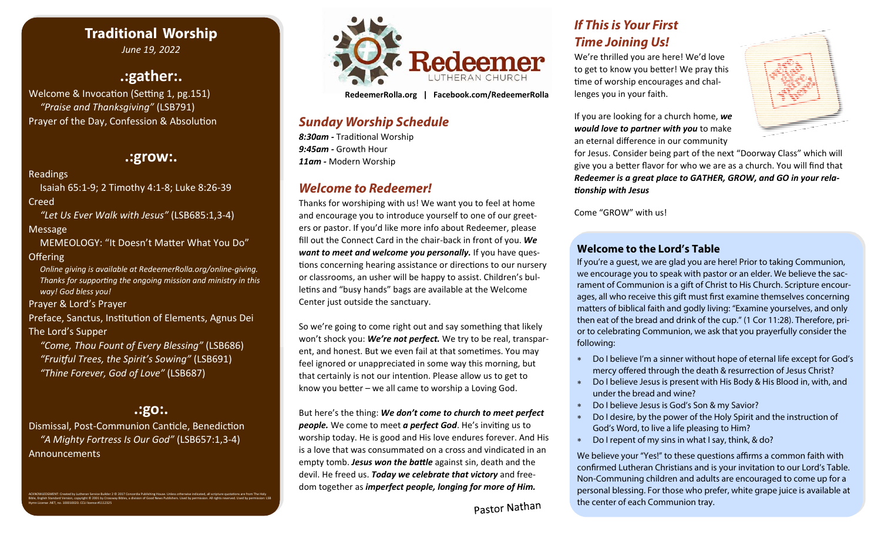## Traditional Worship

*June 19, 2022*

### .:gather:.

Welcome & Invocation (Setting 1, pg.151)

*"Praise and Thanksgiving"* (LSB791)

Prayer of the Day, Confession & Absolution

### .:grow:.

Readings

Isaiah 65:1-9; 2 Timothy 4:1-8; Luke 8:26-39

Creed

*"Let Us Ever Walk with Jesus"* (LSB685:1,3-4)

Message

MEMEOLOGY: "It Doesn't Matter What You Do"

Offering

*Online giving is available at RedeemerRolla.org/online-giving. Thanks for supporting the ongoing mission and ministry in this way! God bless you!*

Prayer & Lord's Prayer

Preface, Sanctus, Institution of Elements, Agnus Dei

The Lord's Supper

*"Come, Thou Fount of Every Blessing"* (LSB686)

*"Fruitful Trees, the Spirit's Sowing"* (LSB691)

*"Thine Forever, God of Love"* (LSB687)

### .:go:.

Dismissal, Post-Communion Canticle, Benediction

*"A Mighty Fortress Is Our God"* (LSB657:1,3-4)

Announcements

ACKNOWLEDGMENT: Created by Lutheran Service Builder 2 © 2017 Concordia Publishing House. Unless otherwise indicated, all scripture quotations are from The Holy Bible, English Standard Version, copyright © 2001 by Crossway Bibles, a division of Good News Publishers. Used by permission. All rights reserved. Used by permission: LSB Hymn License .NET, no. 100010020. CCLI license #1112325

# Redeemer LUTHERAN CHURCH

**RedeemerRolla.org | Facebook.com/RedeemerRolla**

## *Sunday Worship Schedule*

***8:30am -*** Traditional Worship

***9:45am -*** Growth Hour

***11am -*** Modern Worship

## *Welcome to Redeemer!*

Thanks for worshiping with us! We want you to feel at home and encourage you to introduce yourself to one of our greeters or pastor. If you'd like more info about Redeemer, please fill out the Connect Card in the chair-back in front of you. ***We want to meet and welcome you personally.*** If you have questions concerning hearing assistance or directions to our nursery or classrooms, an usher will be happy to assist. Children's bulletins and "busy hands" bags are available at the Welcome Center just outside the sanctuary.

So we're going to come right out and say something that likely won't shock you: ***We're not perfect.*** We try to be real, transparent, and honest. But we even fail at that sometimes. You may feel ignored or unappreciated in some way this morning, but that certainly is not our intention. Please allow us to get to know you better – we all came to worship a Loving God.

But here's the thing: ***We don't come to church to meet perfect people.*** We come to meet ***a perfect God***. He's inviting us to worship today. He is good and His love endures forever. And His is a love that was consummated on a cross and vindicated in an empty tomb. ***Jesus won the battle*** against sin, death and the devil. He freed us. ***Today we celebrate that victory*** and freedom together as ***imperfect people, longing for more of Him.***

Pastor Nathan

## *If This is Your First Time Joining Us!*

We're thrilled you are here! We'd love to get to know you better! We pray this time of worship encourages and challenges you in your faith.

If you are looking for a church home, ***we would love to partner with you*** to make an eternal difference in our community for Jesus. Consider being part of the next "Doorway Class" which will give you a better flavor for who we are as a church. You will find that ***Redeemer is a great place to GATHER, GROW, and GO in your relationship with Jesus***

Come "GROW" with us!

### Welcome to the Lord's Table

If you're a guest, we are glad you are here! Prior to taking Communion, we encourage you to speak with pastor or an elder. We believe the sacrament of Communion is a gift of Christ to His Church. Scripture encourages, all who receive this gift must first examine themselves concerning matters of biblical faith and godly living: "Examine yourselves, and only then eat of the bread and drink of the cup." (1 Cor 11:28). Therefore, prior to celebrating Communion, we ask that you prayerfully consider the following:

- Do I believe I'm a sinner without hope of eternal life except for God's mercy offered through the death & resurrection of Jesus Christ?
- Do I believe Jesus is present with His Body & His Blood in, with, and under the bread and wine?
- Do I believe Jesus is God's Son & my Savior?
- Do I desire, by the power of the Holy Spirit and the instruction of God's Word, to live a life pleasing to Him?
- Do I repent of my sins in what I say, think, & do?

We believe your "Yes!" to these questions affirms a common faith with confirmed Lutheran Christians and is your invitation to our Lord's Table. Non-Communing children and adults are encouraged to come up for a personal blessing. For those who prefer, white grape juice is available at the center of each Communion tray.